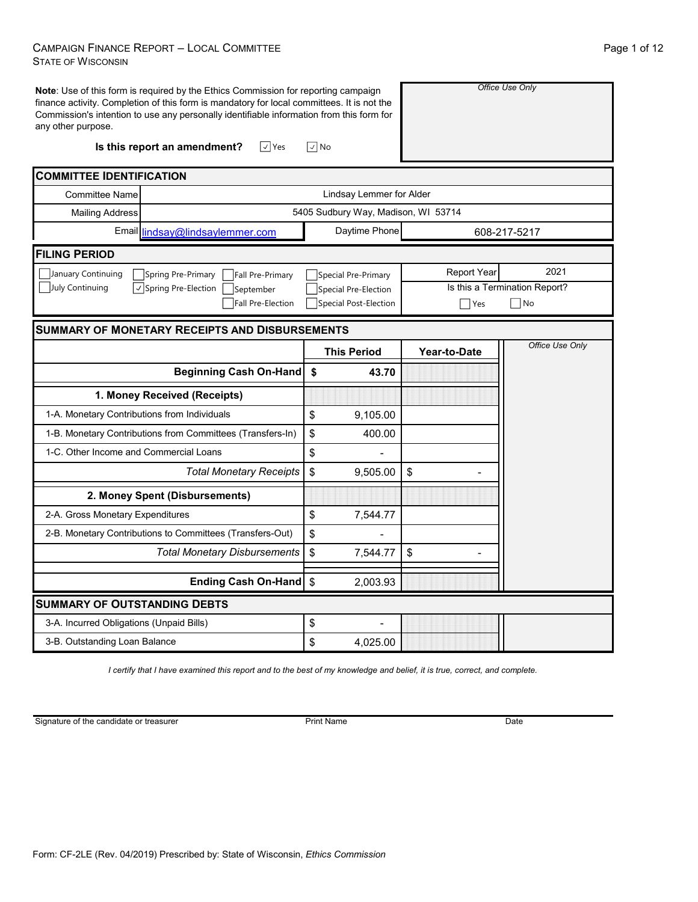# Campaign Finance Report – Local Committee
State of Wisconsin

**Note**: Use of this form is required by the Ethics Commission for reporting campaign finance activity. Completion of this form is mandatory for local committees. It is not the Commission's intention to use any personally identifiable information from this form for any other purpose.

*Office Use Only*

**Is this report an amendment?** ☑ Yes ☑ No

## Committee Identification

| | |
|---|---|
| Committee Name | Lindsay Lemmer for Alder |
| Mailing Address | 5405 Sudbury Way, Madison, WI 53714 |
| Email | lindsay@lindsaylemmer.com |
| Daytime Phone | 608-217-5217 |

## Filing Period

☐ January Continuing ☐ July Continuing ☐ Spring Pre-Primary ☑ Spring Pre-Election ☐ Fall Pre-Primary ☐ September ☐ Fall Pre-Election ☐ Special Pre-Primary ☐ Special Pre-Election ☐ Special Post-Election

Report Year: 2021

Is this a Termination Report? ☐ Yes ☐ No

## Summary of Monetary Receipts and Disbursements

| | This Period | Year-to-Date |
|---|---|---|
| **Beginning Cash On-Hand** | **$ 43.70** | |
| **1. Money Received (Receipts)** | | |
| 1-A. Monetary Contributions from Individuals | $ 9,105.00 | |
| 1-B. Monetary Contributions from Committees (Transfers-In) | $ 400.00 | |
| 1-C. Other Income and Commercial Loans | $ - | |
| *Total Monetary Receipts* | $ 9,505.00 | $ - |
| **2. Money Spent (Disbursements)** | | |
| 2-A. Gross Monetary Expenditures | $ 7,544.77 | |
| 2-B. Monetary Contributions to Committees (Transfers-Out) | $ - | |
| *Total Monetary Disbursements* | $ 7,544.77 | $ - |
| **Ending Cash On-Hand** | $ 2,003.93 | |

*Office Use Only*

## Summary of Outstanding Debts

| | |
|---|---|
| 3-A. Incurred Obligations (Unpaid Bills) | $ - |
| 3-B. Outstanding Loan Balance | $ 4,025.00 |

*I certify that I have examined this report and to the best of my knowledge and belief, it is true, correct, and complete.*

Signature of the candidate or treasurer &nbsp;&nbsp;&nbsp; Print Name &nbsp;&nbsp;&nbsp; Date

Form: CF-2LE (Rev. 04/2019) Prescribed by: State of Wisconsin, *Ethics Commission*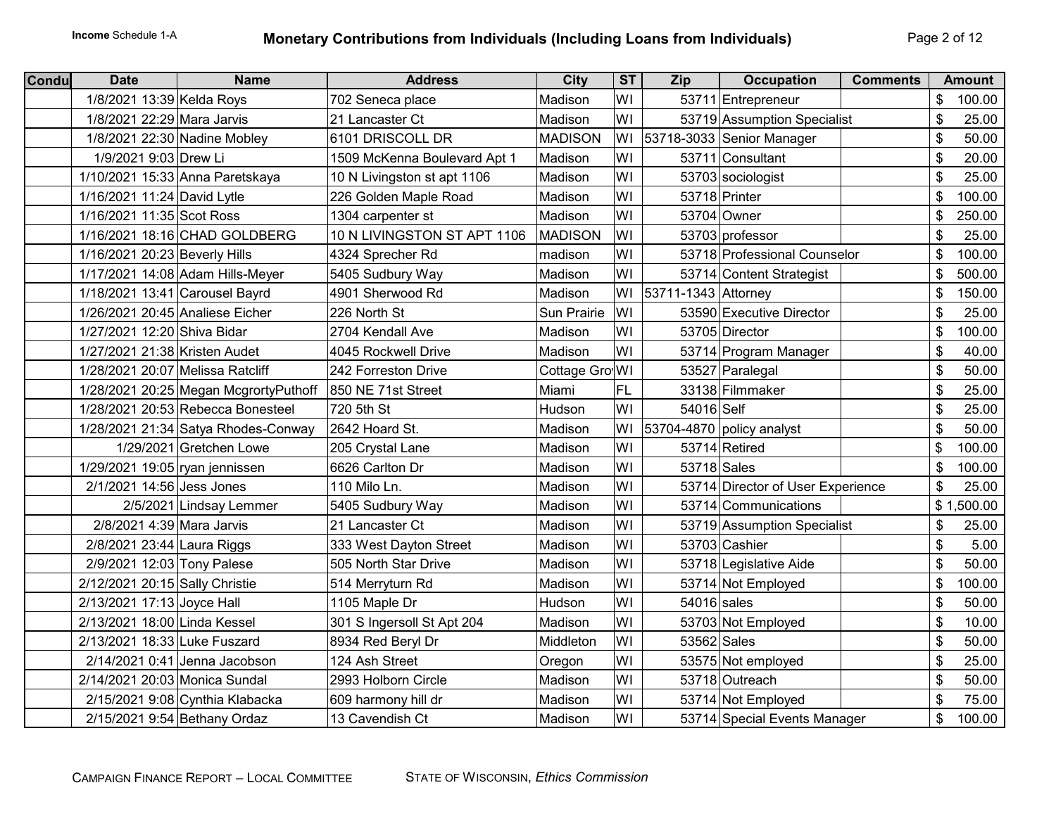Income Schedule 1-A

# Monetary Contributions from Individuals (Including Loans from Individuals)

| Condu | Date | Name | Address | City | ST | Zip | Occupation | Comments | Amount |
|---|---|---|---|---|---|---|---|---|---|
| | 1/8/2021 13:39 | Kelda Roys | 702 Seneca place | Madison | WI | 53711 | Entrepreneur | | $ 100.00 |
| | 1/8/2021 22:29 | Mara Jarvis | 21 Lancaster Ct | Madison | WI | 53719 | Assumption Specialist | | $ 25.00 |
| | 1/8/2021 22:30 | Nadine Mobley | 6101 DRISCOLL DR | MADISON | WI | 53718-3033 | Senior Manager | | $ 50.00 |
| | 1/9/2021 9:03 | Drew Li | 1509 McKenna Boulevard Apt 1 | Madison | WI | 53711 | Consultant | | $ 20.00 |
| | 1/10/2021 15:33 | Anna Paretskaya | 10 N Livingston st apt 1106 | Madison | WI | 53703 | sociologist | | $ 25.00 |
| | 1/16/2021 11:24 | David Lytle | 226 Golden Maple Road | Madison | WI | 53718 | Printer | | $ 100.00 |
| | 1/16/2021 11:35 | Scot Ross | 1304 carpenter st | Madison | WI | 53704 | Owner | | $ 250.00 |
| | 1/16/2021 18:16 | CHAD GOLDBERG | 10 N LIVINGSTON ST APT 1106 | MADISON | WI | 53703 | professor | | $ 25.00 |
| | 1/16/2021 20:23 | Beverly Hills | 4324 Sprecher Rd | madison | WI | 53718 | Professional Counselor | | $ 100.00 |
| | 1/17/2021 14:08 | Adam Hills-Meyer | 5405 Sudbury Way | Madison | WI | 53714 | Content Strategist | | $ 500.00 |
| | 1/18/2021 13:41 | Carousel Bayrd | 4901 Sherwood Rd | Madison | WI | 53711-1343 | Attorney | | $ 150.00 |
| | 1/26/2021 20:45 | Analiese Eicher | 226 North St | Sun Prairie | WI | 53590 | Executive Director | | $ 25.00 |
| | 1/27/2021 12:20 | Shiva Bidar | 2704 Kendall Ave | Madison | WI | 53705 | Director | | $ 100.00 |
| | 1/27/2021 21:38 | Kristen Audet | 4045 Rockwell Drive | Madison | WI | 53714 | Program Manager | | $ 40.00 |
| | 1/28/2021 20:07 | Melissa Ratcliff | 242 Forreston Drive | Cottage Gro | WI | 53527 | Paralegal | | $ 50.00 |
| | 1/28/2021 20:25 | Megan McgrortyPuthoff | 850 NE 71st Street | Miami | FL | 33138 | Filmmaker | | $ 25.00 |
| | 1/28/2021 20:53 | Rebecca Bonesteel | 720 5th St | Hudson | WI | 54016 | Self | | $ 25.00 |
| | 1/28/2021 21:34 | Satya Rhodes-Conway | 2642 Hoard St. | Madison | WI | 53704-4870 | policy analyst | | $ 50.00 |
| | 1/29/2021 | Gretchen Lowe | 205 Crystal Lane | Madison | WI | 53714 | Retired | | $ 100.00 |
| | 1/29/2021 19:05 | ryan jennissen | 6626 Carlton Dr | Madison | WI | 53718 | Sales | | $ 100.00 |
| | 2/1/2021 14:56 | Jess Jones | 110 Milo Ln. | Madison | WI | 53714 | Director of User Experience | | $ 25.00 |
| | 2/5/2021 | Lindsay Lemmer | 5405 Sudbury Way | Madison | WI | 53714 | Communications | | $ 1,500.00 |
| | 2/8/2021 4:39 | Mara Jarvis | 21 Lancaster Ct | Madison | WI | 53719 | Assumption Specialist | | $ 25.00 |
| | 2/8/2021 23:44 | Laura Riggs | 333 West Dayton Street | Madison | WI | 53703 | Cashier | | $ 5.00 |
| | 2/9/2021 12:03 | Tony Palese | 505 North Star Drive | Madison | WI | 53718 | Legislative Aide | | $ 50.00 |
| | 2/12/2021 20:15 | Sally Christie | 514 Merryturn Rd | Madison | WI | 53714 | Not Employed | | $ 100.00 |
| | 2/13/2021 17:13 | Joyce Hall | 1105 Maple Dr | Hudson | WI | 54016 | sales | | $ 50.00 |
| | 2/13/2021 18:00 | Linda Kessel | 301 S Ingersoll St Apt 204 | Madison | WI | 53703 | Not Employed | | $ 10.00 |
| | 2/13/2021 18:33 | Luke Fuszard | 8934 Red Beryl Dr | Middleton | WI | 53562 | Sales | | $ 50.00 |
| | 2/14/2021 0:41 | Jenna Jacobson | 124 Ash Street | Oregon | WI | 53575 | Not employed | | $ 25.00 |
| | 2/14/2021 20:03 | Monica Sundal | 2993 Holborn Circle | Madison | WI | 53718 | Outreach | | $ 50.00 |
| | 2/15/2021 9:08 | Cynthia Klabacka | 609 harmony hill dr | Madison | WI | 53714 | Not Employed | | $ 75.00 |
| | 2/15/2021 9:54 | Bethany Ordaz | 13 Cavendish Ct | Madison | WI | 53714 | Special Events Manager | | $ 100.00 |

CAMPAIGN FINANCE REPORT – LOCAL COMMITTEE    STATE OF WISCONSIN, *Ethics Commission*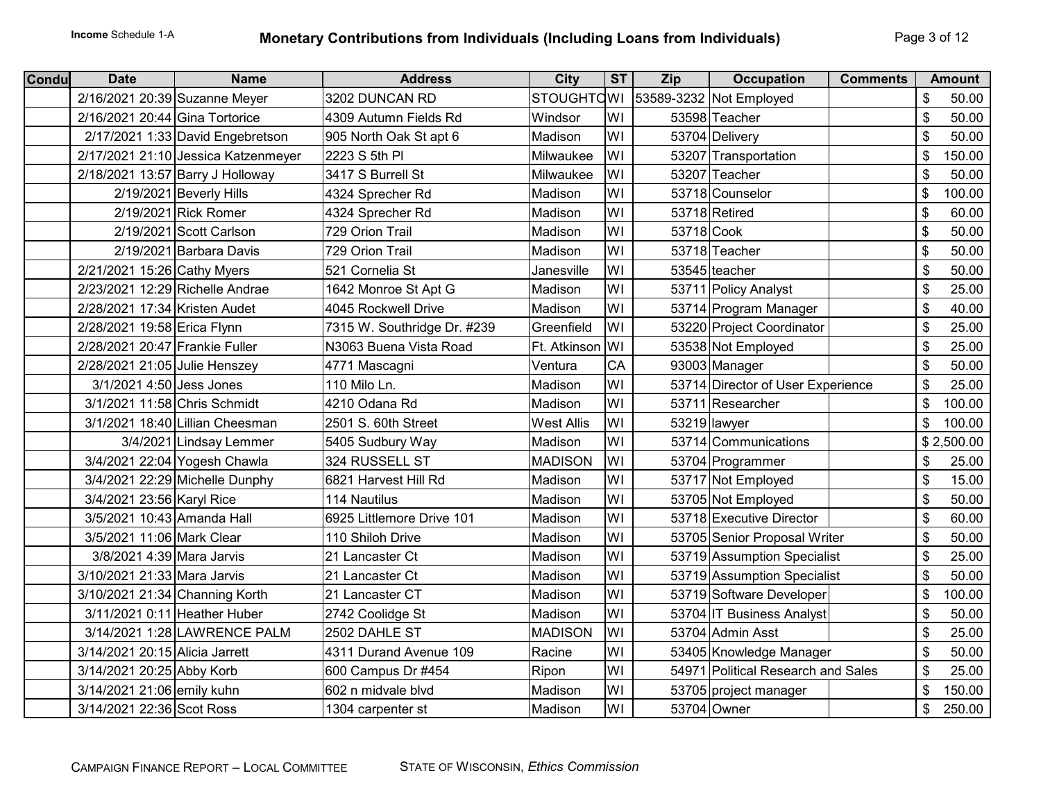**Income** Schedule 1-A

## Monetary Contributions from Individuals (Including Loans from Individuals)

| Condu | Date | Name | Address | City | ST | Zip | Occupation | Comments | Amount |
|---|---|---|---|---|---|---|---|---|---|
| | 2/16/2021 20:39 | Suzanne Meyer | 3202 DUNCAN RD | STOUGHTO | WI | 53589-3232 | Not Employed | | $ 50.00 |
| | 2/16/2021 20:44 | Gina Tortorice | 4309 Autumn Fields Rd | Windsor | WI | 53598 | Teacher | | $ 50.00 |
| | 2/17/2021 1:33 | David Engebretson | 905 North Oak St apt 6 | Madison | WI | 53704 | Delivery | | $ 50.00 |
| | 2/17/2021 21:10 | Jessica Katzenmeyer | 2223 S 5th Pl | Milwaukee | WI | 53207 | Transportation | | $ 150.00 |
| | 2/18/2021 13:57 | Barry J Holloway | 3417 S Burrell St | Milwaukee | WI | 53207 | Teacher | | $ 50.00 |
| | 2/19/2021 | Beverly Hills | 4324 Sprecher Rd | Madison | WI | 53718 | Counselor | | $ 100.00 |
| | 2/19/2021 | Rick Romer | 4324 Sprecher Rd | Madison | WI | 53718 | Retired | | $ 60.00 |
| | 2/19/2021 | Scott Carlson | 729 Orion Trail | Madison | WI | 53718 | Cook | | $ 50.00 |
| | 2/19/2021 | Barbara Davis | 729 Orion Trail | Madison | WI | 53718 | Teacher | | $ 50.00 |
| | 2/21/2021 15:26 | Cathy Myers | 521 Cornelia St | Janesville | WI | 53545 | teacher | | $ 50.00 |
| | 2/23/2021 12:29 | Richelle Andrae | 1642 Monroe St Apt G | Madison | WI | 53711 | Policy Analyst | | $ 25.00 |
| | 2/28/2021 17:34 | Kristen Audet | 4045 Rockwell Drive | Madison | WI | 53714 | Program Manager | | $ 40.00 |
| | 2/28/2021 19:58 | Erica Flynn | 7315 W. Southridge Dr. #239 | Greenfield | WI | 53220 | Project Coordinator | | $ 25.00 |
| | 2/28/2021 20:47 | Frankie Fuller | N3063 Buena Vista Road | Ft. Atkinson | WI | 53538 | Not Employed | | $ 25.00 |
| | 2/28/2021 21:05 | Julie Henszey | 4771 Mascagni | Ventura | CA | 93003 | Manager | | $ 50.00 |
| | 3/1/2021 4:50 | Jess Jones | 110 Milo Ln. | Madison | WI | 53714 | Director of User Experience | | $ 25.00 |
| | 3/1/2021 11:58 | Chris Schmidt | 4210 Odana Rd | Madison | WI | 53711 | Researcher | | $ 100.00 |
| | 3/1/2021 18:40 | Lillian Cheesman | 2501 S. 60th Street | West Allis | WI | 53219 | lawyer | | $ 100.00 |
| | 3/4/2021 | Lindsay Lemmer | 5405 Sudbury Way | Madison | WI | 53714 | Communications | | $ 2,500.00 |
| | 3/4/2021 22:04 | Yogesh Chawla | 324 RUSSELL ST | MADISON | WI | 53704 | Programmer | | $ 25.00 |
| | 3/4/2021 22:29 | Michelle Dunphy | 6821 Harvest Hill Rd | Madison | WI | 53717 | Not Employed | | $ 15.00 |
| | 3/4/2021 23:56 | Karyl Rice | 114 Nautilus | Madison | WI | 53705 | Not Employed | | $ 50.00 |
| | 3/5/2021 10:43 | Amanda Hall | 6925 Littlemore Drive 101 | Madison | WI | 53718 | Executive Director | | $ 60.00 |
| | 3/5/2021 11:06 | Mark Clear | 110 Shiloh Drive | Madison | WI | 53705 | Senior Proposal Writer | | $ 50.00 |
| | 3/8/2021 4:39 | Mara Jarvis | 21 Lancaster Ct | Madison | WI | 53719 | Assumption Specialist | | $ 25.00 |
| | 3/10/2021 21:33 | Mara Jarvis | 21 Lancaster Ct | Madison | WI | 53719 | Assumption Specialist | | $ 50.00 |
| | 3/10/2021 21:34 | Channing Korth | 21 Lancaster CT | Madison | WI | 53719 | Software Developer | | $ 100.00 |
| | 3/11/2021 0:11 | Heather Huber | 2742 Coolidge St | Madison | WI | 53704 | IT Business Analyst | | $ 50.00 |
| | 3/14/2021 1:28 | LAWRENCE PALM | 2502 DAHLE ST | MADISON | WI | 53704 | Admin Asst | | $ 25.00 |
| | 3/14/2021 20:15 | Alicia Jarrett | 4311 Durand Avenue 109 | Racine | WI | 53405 | Knowledge Manager | | $ 50.00 |
| | 3/14/2021 20:25 | Abby Korb | 600 Campus Dr #454 | Ripon | WI | 54971 | Political Research and Sales | | $ 25.00 |
| | 3/14/2021 21:06 | emily kuhn | 602 n midvale blvd | Madison | WI | 53705 | project manager | | $ 150.00 |
| | 3/14/2021 22:36 | Scot Ross | 1304 carpenter st | Madison | WI | 53704 | Owner | | $ 250.00 |

CAMPAIGN FINANCE REPORT – LOCAL COMMITTEE    STATE OF WISCONSIN, *Ethics Commission*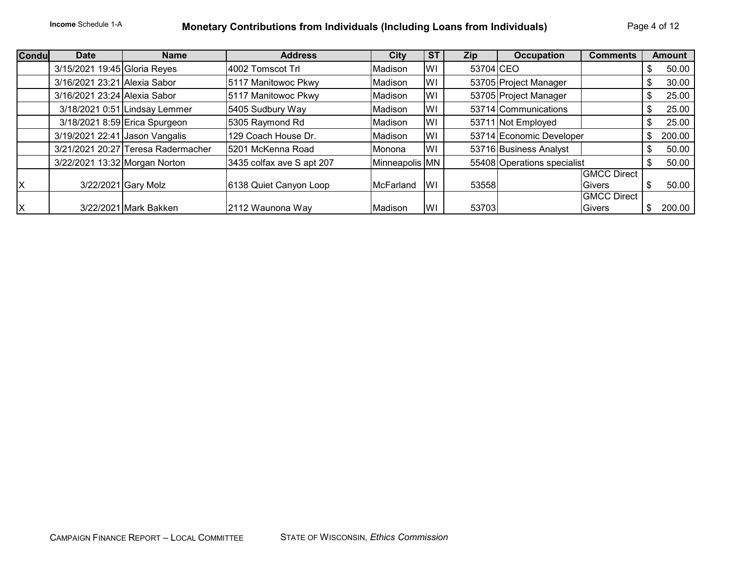**Income** Schedule 1-A

# Monetary Contributions from Individuals (Including Loans from Individuals)

| Condu | Date | Name | Address | City | ST | Zip | Occupation | Comments | Amount |
|---|---|---|---|---|---|---|---|---|---|
| | 3/15/2021 19:45 | Gloria Reyes | 4002 Tomscot Trl | Madison | WI | 53704 | CEO | | $ 50.00 |
| | 3/16/2021 23:21 | Alexia Sabor | 5117 Manitowoc Pkwy | Madison | WI | 53705 | Project Manager | | $ 30.00 |
| | 3/16/2021 23:24 | Alexia Sabor | 5117 Manitowoc Pkwy | Madison | WI | 53705 | Project Manager | | $ 25.00 |
| | 3/18/2021 0:51 | Lindsay Lemmer | 5405 Sudbury Way | Madison | WI | 53714 | Communications | | $ 25.00 |
| | 3/18/2021 8:59 | Erica Spurgeon | 5305 Raymond Rd | Madison | WI | 53711 | Not Employed | | $ 25.00 |
| | 3/19/2021 22:41 | Jason Vangalis | 129 Coach House Dr. | Madison | WI | 53714 | Economic Developer | | $ 200.00 |
| | 3/21/2021 20:27 | Teresa Radermacher | 5201 McKenna Road | Monona | WI | 53716 | Business Analyst | | $ 50.00 |
| | 3/22/2021 13:32 | Morgan Norton | 3435 colfax ave S apt 207 | Minneapolis | MN | 55408 | Operations specialist | | $ 50.00 |
| X | 3/22/2021 | Gary Molz | 6138 Quiet Canyon Loop | McFarland | WI | 53558 | | GMCC Direct Givers | $ 50.00 |
| X | 3/22/2021 | Mark Bakken | 2112 Waunona Way | Madison | WI | 53703 | | GMCC Direct Givers | $ 200.00 |

CAMPAIGN FINANCE REPORT – LOCAL COMMITTEE    STATE OF WISCONSIN, *Ethics Commission*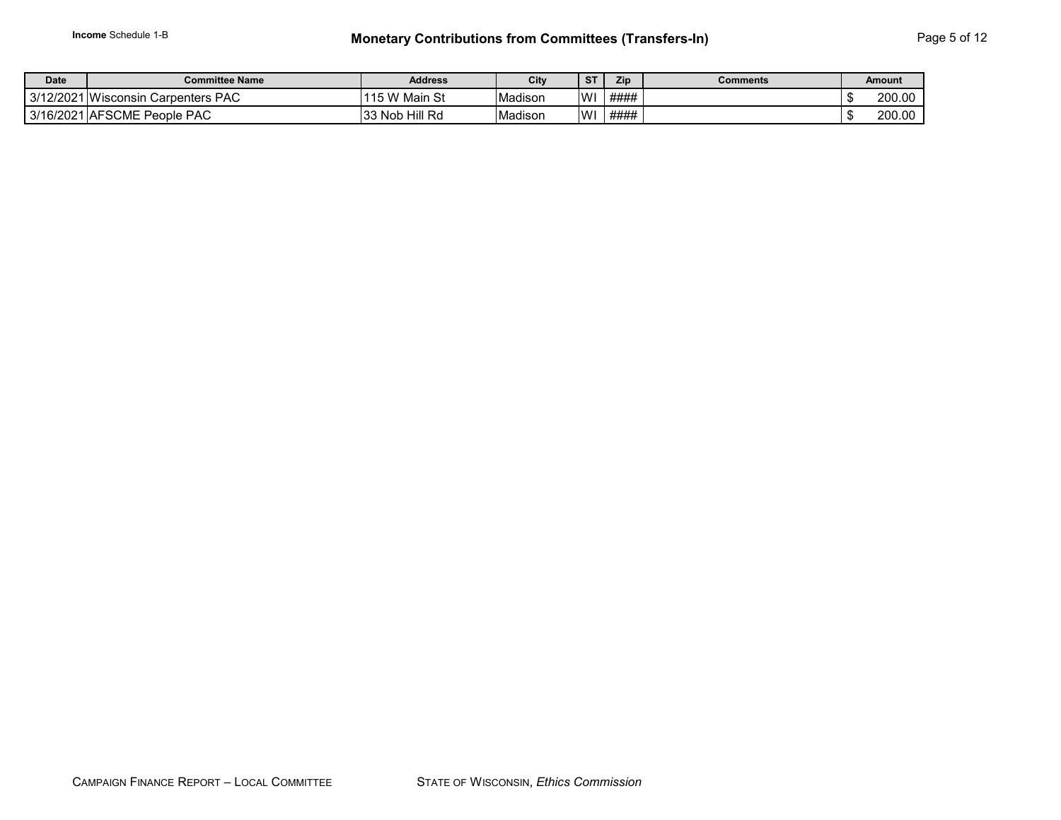**Income** Schedule 1-B

# Monetary Contributions from Committees (Transfers-In)

| Date | Committee Name | Address | City | ST | Zip | Comments | Amount |
|---|---|---|---|---|---|---|---|
| 3/12/2021 | Wisconsin Carpenters PAC | 115 W Main St | Madison | WI | #### | | $ 200.00 |
| 3/16/2021 | AFSCME People PAC | 33 Nob Hill Rd | Madison | WI | #### | | $ 200.00 |

CAMPAIGN FINANCE REPORT – LOCAL COMMITTEE    STATE OF WISCONSIN, *Ethics Commission*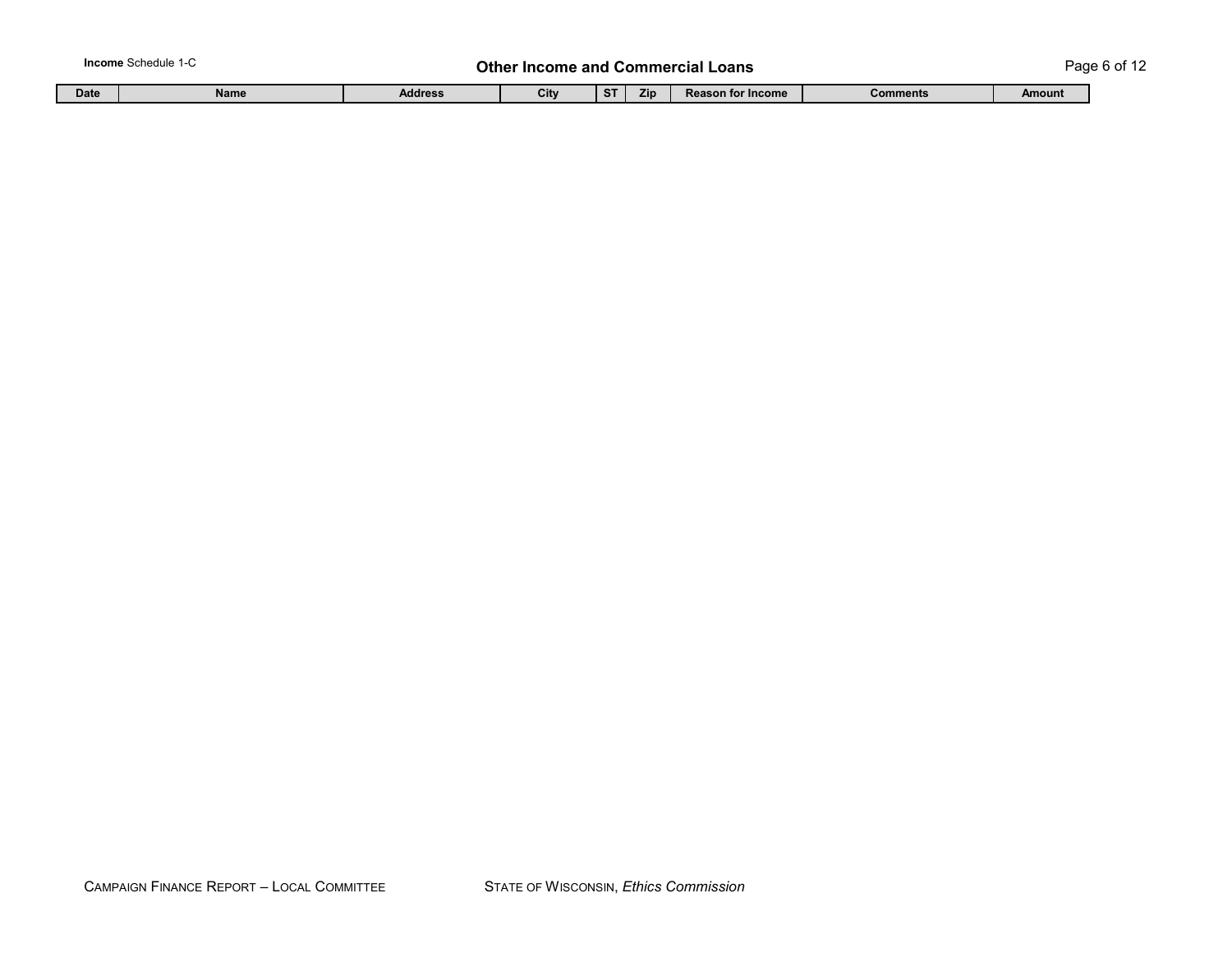**Income** Schedule 1-C

# Other Income and Commercial Loans

| Date | Name | Address | City | ST | Zip | Reason for Income | Comments | Amount |
|---|---|---|---|---|---|---|---|---|

CAMPAIGN FINANCE REPORT – LOCAL COMMITTEE    STATE OF WISCONSIN, *Ethics Commission*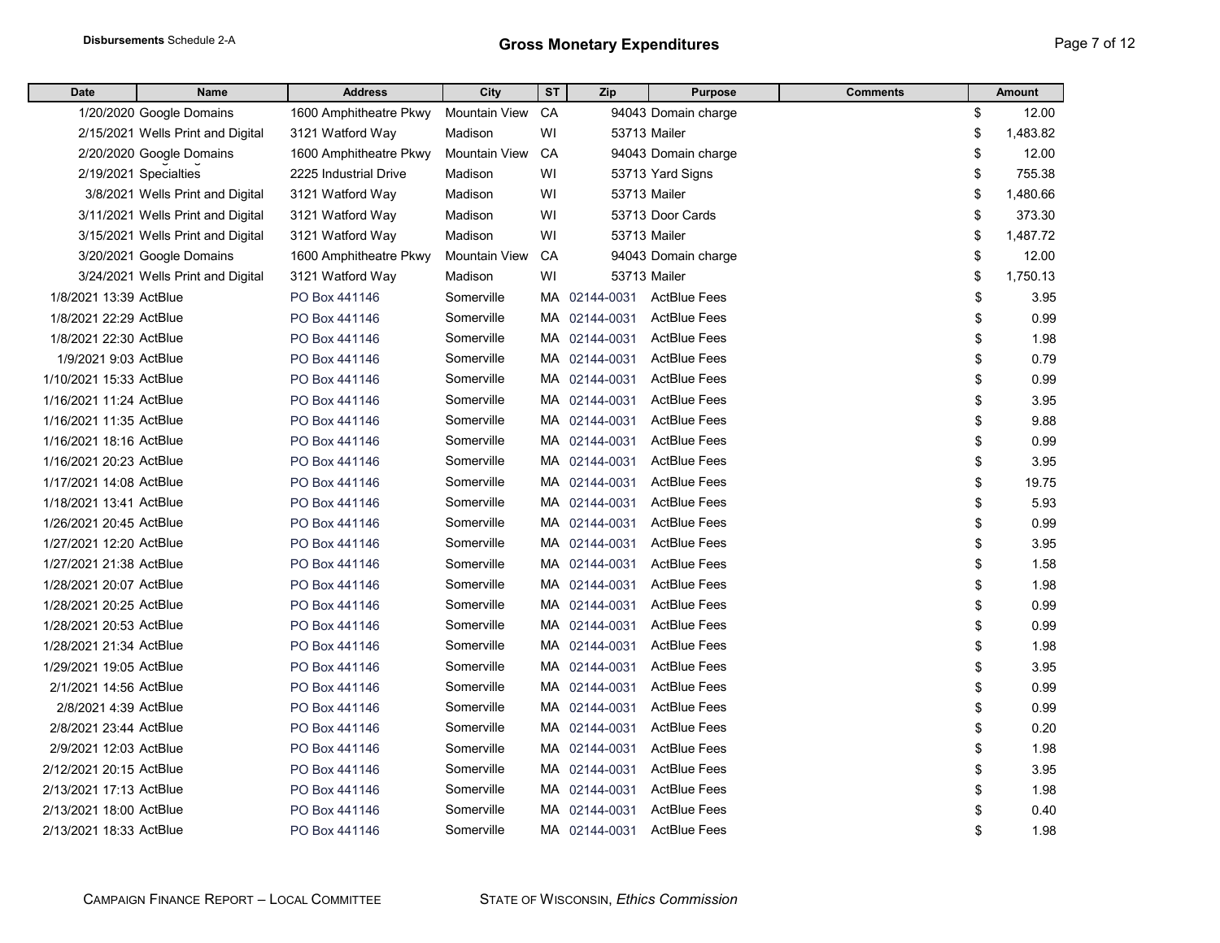**Disbursements** Schedule 2-A

# Gross Monetary Expenditures

| Date | Name | Address | City | ST | Zip | Purpose | Comments | Amount |
|---|---|---|---|---|---|---|---|---|
| 1/20/2020 | Google Domains | 1600 Amphitheatre Pkwy | Mountain View | CA | 94043 | Domain charge | | $ 12.00 |
| 2/15/2021 | Wells Print and Digital | 3121 Watford Way | Madison | WI | 53713 | Mailer | | $ 1,483.82 |
| 2/20/2020 | Google Domains | 1600 Amphitheatre Pkwy | Mountain View | CA | 94043 | Domain charge | | $ 12.00 |
| 2/19/2021 | Specialties | 2225 Industrial Drive | Madison | WI | 53713 | Yard Signs | | $ 755.38 |
| 3/8/2021 | Wells Print and Digital | 3121 Watford Way | Madison | WI | 53713 | Mailer | | $ 1,480.66 |
| 3/11/2021 | Wells Print and Digital | 3121 Watford Way | Madison | WI | 53713 | Door Cards | | $ 373.30 |
| 3/15/2021 | Wells Print and Digital | 3121 Watford Way | Madison | WI | 53713 | Mailer | | $ 1,487.72 |
| 3/20/2021 | Google Domains | 1600 Amphitheatre Pkwy | Mountain View | CA | 94043 | Domain charge | | $ 12.00 |
| 3/24/2021 | Wells Print and Digital | 3121 Watford Way | Madison | WI | 53713 | Mailer | | $ 1,750.13 |
| 1/8/2021 13:39 | ActBlue | PO Box 441146 | Somerville | MA | 02144-0031 | ActBlue Fees | | $ 3.95 |
| 1/8/2021 22:29 | ActBlue | PO Box 441146 | Somerville | MA | 02144-0031 | ActBlue Fees | | $ 0.99 |
| 1/8/2021 22:30 | ActBlue | PO Box 441146 | Somerville | MA | 02144-0031 | ActBlue Fees | | $ 1.98 |
| 1/9/2021 9:03 | ActBlue | PO Box 441146 | Somerville | MA | 02144-0031 | ActBlue Fees | | $ 0.79 |
| 1/10/2021 15:33 | ActBlue | PO Box 441146 | Somerville | MA | 02144-0031 | ActBlue Fees | | $ 0.99 |
| 1/16/2021 11:24 | ActBlue | PO Box 441146 | Somerville | MA | 02144-0031 | ActBlue Fees | | $ 3.95 |
| 1/16/2021 11:35 | ActBlue | PO Box 441146 | Somerville | MA | 02144-0031 | ActBlue Fees | | $ 9.88 |
| 1/16/2021 18:16 | ActBlue | PO Box 441146 | Somerville | MA | 02144-0031 | ActBlue Fees | | $ 0.99 |
| 1/16/2021 20:23 | ActBlue | PO Box 441146 | Somerville | MA | 02144-0031 | ActBlue Fees | | $ 3.95 |
| 1/17/2021 14:08 | ActBlue | PO Box 441146 | Somerville | MA | 02144-0031 | ActBlue Fees | | $ 19.75 |
| 1/18/2021 13:41 | ActBlue | PO Box 441146 | Somerville | MA | 02144-0031 | ActBlue Fees | | $ 5.93 |
| 1/26/2021 20:45 | ActBlue | PO Box 441146 | Somerville | MA | 02144-0031 | ActBlue Fees | | $ 0.99 |
| 1/27/2021 12:20 | ActBlue | PO Box 441146 | Somerville | MA | 02144-0031 | ActBlue Fees | | $ 3.95 |
| 1/27/2021 21:38 | ActBlue | PO Box 441146 | Somerville | MA | 02144-0031 | ActBlue Fees | | $ 1.58 |
| 1/28/2021 20:07 | ActBlue | PO Box 441146 | Somerville | MA | 02144-0031 | ActBlue Fees | | $ 1.98 |
| 1/28/2021 20:25 | ActBlue | PO Box 441146 | Somerville | MA | 02144-0031 | ActBlue Fees | | $ 0.99 |
| 1/28/2021 20:53 | ActBlue | PO Box 441146 | Somerville | MA | 02144-0031 | ActBlue Fees | | $ 0.99 |
| 1/28/2021 21:34 | ActBlue | PO Box 441146 | Somerville | MA | 02144-0031 | ActBlue Fees | | $ 1.98 |
| 1/29/2021 19:05 | ActBlue | PO Box 441146 | Somerville | MA | 02144-0031 | ActBlue Fees | | $ 3.95 |
| 2/1/2021 14:56 | ActBlue | PO Box 441146 | Somerville | MA | 02144-0031 | ActBlue Fees | | $ 0.99 |
| 2/8/2021 4:39 | ActBlue | PO Box 441146 | Somerville | MA | 02144-0031 | ActBlue Fees | | $ 0.99 |
| 2/8/2021 23:44 | ActBlue | PO Box 441146 | Somerville | MA | 02144-0031 | ActBlue Fees | | $ 0.20 |
| 2/9/2021 12:03 | ActBlue | PO Box 441146 | Somerville | MA | 02144-0031 | ActBlue Fees | | $ 1.98 |
| 2/12/2021 20:15 | ActBlue | PO Box 441146 | Somerville | MA | 02144-0031 | ActBlue Fees | | $ 3.95 |
| 2/13/2021 17:13 | ActBlue | PO Box 441146 | Somerville | MA | 02144-0031 | ActBlue Fees | | $ 1.98 |
| 2/13/2021 18:00 | ActBlue | PO Box 441146 | Somerville | MA | 02144-0031 | ActBlue Fees | | $ 0.40 |
| 2/13/2021 18:33 | ActBlue | PO Box 441146 | Somerville | MA | 02144-0031 | ActBlue Fees | | $ 1.98 |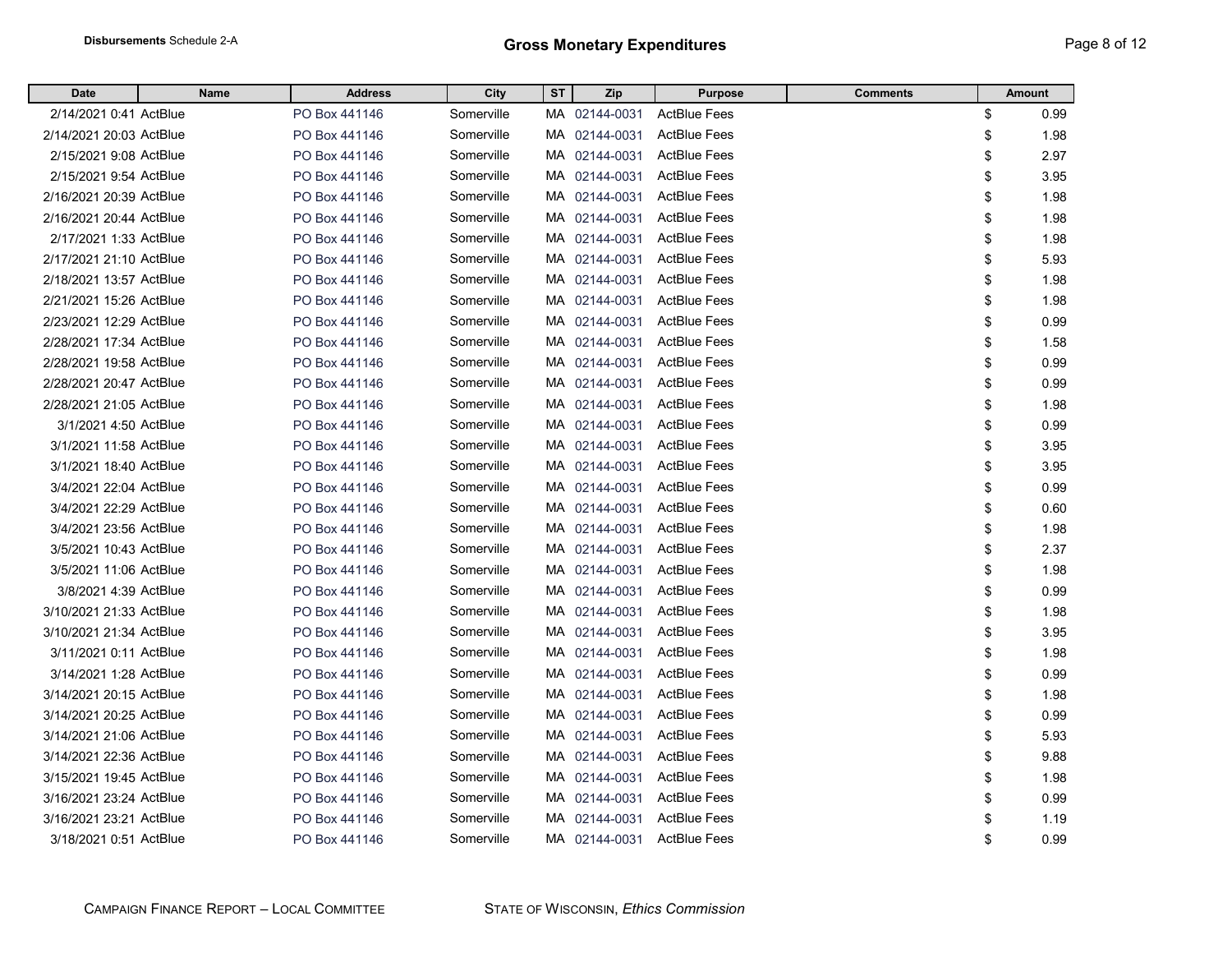**Disbursements** Schedule 2-A

## Gross Monetary Expenditures

| Date | Name | Address | City | ST | Zip | Purpose | Comments | Amount |
|---|---|---|---|---|---|---|---|---|
| 2/14/2021 0:41 | ActBlue | PO Box 441146 | Somerville | MA | 02144-0031 | ActBlue Fees | | $ 0.99 |
| 2/14/2021 20:03 | ActBlue | PO Box 441146 | Somerville | MA | 02144-0031 | ActBlue Fees | | $ 1.98 |
| 2/15/2021 9:08 | ActBlue | PO Box 441146 | Somerville | MA | 02144-0031 | ActBlue Fees | | $ 2.97 |
| 2/15/2021 9:54 | ActBlue | PO Box 441146 | Somerville | MA | 02144-0031 | ActBlue Fees | | $ 3.95 |
| 2/16/2021 20:39 | ActBlue | PO Box 441146 | Somerville | MA | 02144-0031 | ActBlue Fees | | $ 1.98 |
| 2/16/2021 20:44 | ActBlue | PO Box 441146 | Somerville | MA | 02144-0031 | ActBlue Fees | | $ 1.98 |
| 2/17/2021 1:33 | ActBlue | PO Box 441146 | Somerville | MA | 02144-0031 | ActBlue Fees | | $ 1.98 |
| 2/17/2021 21:10 | ActBlue | PO Box 441146 | Somerville | MA | 02144-0031 | ActBlue Fees | | $ 5.93 |
| 2/18/2021 13:57 | ActBlue | PO Box 441146 | Somerville | MA | 02144-0031 | ActBlue Fees | | $ 1.98 |
| 2/21/2021 15:26 | ActBlue | PO Box 441146 | Somerville | MA | 02144-0031 | ActBlue Fees | | $ 1.98 |
| 2/23/2021 12:29 | ActBlue | PO Box 441146 | Somerville | MA | 02144-0031 | ActBlue Fees | | $ 0.99 |
| 2/28/2021 17:34 | ActBlue | PO Box 441146 | Somerville | MA | 02144-0031 | ActBlue Fees | | $ 1.58 |
| 2/28/2021 19:58 | ActBlue | PO Box 441146 | Somerville | MA | 02144-0031 | ActBlue Fees | | $ 0.99 |
| 2/28/2021 20:47 | ActBlue | PO Box 441146 | Somerville | MA | 02144-0031 | ActBlue Fees | | $ 0.99 |
| 2/28/2021 21:05 | ActBlue | PO Box 441146 | Somerville | MA | 02144-0031 | ActBlue Fees | | $ 1.98 |
| 3/1/2021 4:50 | ActBlue | PO Box 441146 | Somerville | MA | 02144-0031 | ActBlue Fees | | $ 0.99 |
| 3/1/2021 11:58 | ActBlue | PO Box 441146 | Somerville | MA | 02144-0031 | ActBlue Fees | | $ 3.95 |
| 3/1/2021 18:40 | ActBlue | PO Box 441146 | Somerville | MA | 02144-0031 | ActBlue Fees | | $ 3.95 |
| 3/4/2021 22:04 | ActBlue | PO Box 441146 | Somerville | MA | 02144-0031 | ActBlue Fees | | $ 0.99 |
| 3/4/2021 22:29 | ActBlue | PO Box 441146 | Somerville | MA | 02144-0031 | ActBlue Fees | | $ 0.60 |
| 3/4/2021 23:56 | ActBlue | PO Box 441146 | Somerville | MA | 02144-0031 | ActBlue Fees | | $ 1.98 |
| 3/5/2021 10:43 | ActBlue | PO Box 441146 | Somerville | MA | 02144-0031 | ActBlue Fees | | $ 2.37 |
| 3/5/2021 11:06 | ActBlue | PO Box 441146 | Somerville | MA | 02144-0031 | ActBlue Fees | | $ 1.98 |
| 3/8/2021 4:39 | ActBlue | PO Box 441146 | Somerville | MA | 02144-0031 | ActBlue Fees | | $ 0.99 |
| 3/10/2021 21:33 | ActBlue | PO Box 441146 | Somerville | MA | 02144-0031 | ActBlue Fees | | $ 1.98 |
| 3/10/2021 21:34 | ActBlue | PO Box 441146 | Somerville | MA | 02144-0031 | ActBlue Fees | | $ 3.95 |
| 3/11/2021 0:11 | ActBlue | PO Box 441146 | Somerville | MA | 02144-0031 | ActBlue Fees | | $ 1.98 |
| 3/14/2021 1:28 | ActBlue | PO Box 441146 | Somerville | MA | 02144-0031 | ActBlue Fees | | $ 0.99 |
| 3/14/2021 20:15 | ActBlue | PO Box 441146 | Somerville | MA | 02144-0031 | ActBlue Fees | | $ 1.98 |
| 3/14/2021 20:25 | ActBlue | PO Box 441146 | Somerville | MA | 02144-0031 | ActBlue Fees | | $ 0.99 |
| 3/14/2021 21:06 | ActBlue | PO Box 441146 | Somerville | MA | 02144-0031 | ActBlue Fees | | $ 5.93 |
| 3/14/2021 22:36 | ActBlue | PO Box 441146 | Somerville | MA | 02144-0031 | ActBlue Fees | | $ 9.88 |
| 3/15/2021 19:45 | ActBlue | PO Box 441146 | Somerville | MA | 02144-0031 | ActBlue Fees | | $ 1.98 |
| 3/16/2021 23:24 | ActBlue | PO Box 441146 | Somerville | MA | 02144-0031 | ActBlue Fees | | $ 0.99 |
| 3/16/2021 23:21 | ActBlue | PO Box 441146 | Somerville | MA | 02144-0031 | ActBlue Fees | | $ 1.19 |
| 3/18/2021 0:51 | ActBlue | PO Box 441146 | Somerville | MA | 02144-0031 | ActBlue Fees | | $ 0.99 |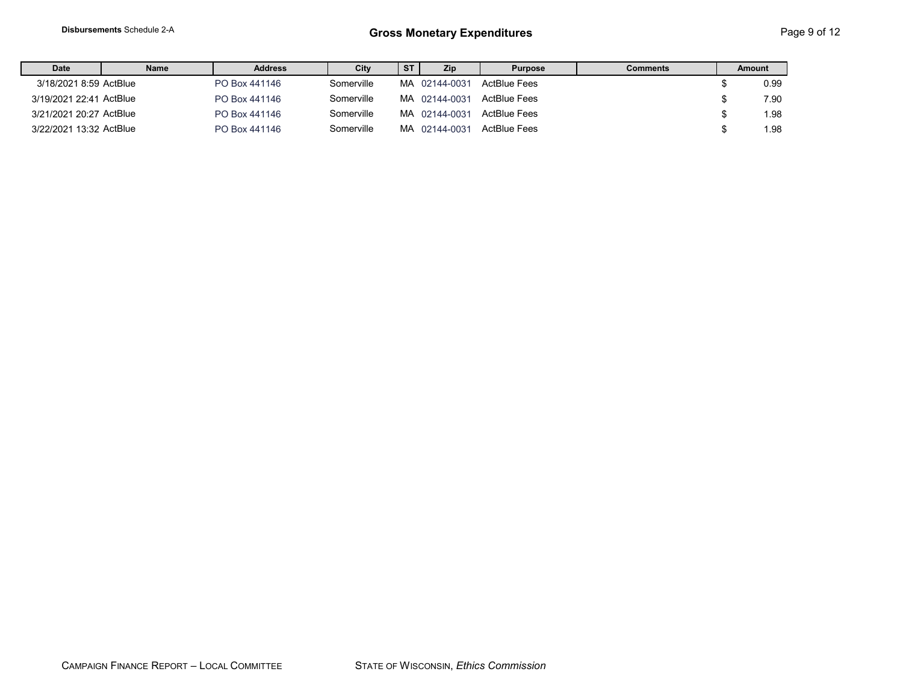**Disbursements** Schedule 2-A

# Gross Monetary Expenditures

| Date | Name | Address | City | ST | Zip | Purpose | Comments | Amount |
|---|---|---|---|---|---|---|---|---|
| 3/18/2021 8:59 | ActBlue | PO Box 441146 | Somerville | MA | 02144-0031 | ActBlue Fees | | $ 0.99 |
| 3/19/2021 22:41 | ActBlue | PO Box 441146 | Somerville | MA | 02144-0031 | ActBlue Fees | | $ 7.90 |
| 3/21/2021 20:27 | ActBlue | PO Box 441146 | Somerville | MA | 02144-0031 | ActBlue Fees | | $ 1.98 |
| 3/22/2021 13:32 | ActBlue | PO Box 441146 | Somerville | MA | 02144-0031 | ActBlue Fees | | $ 1.98 |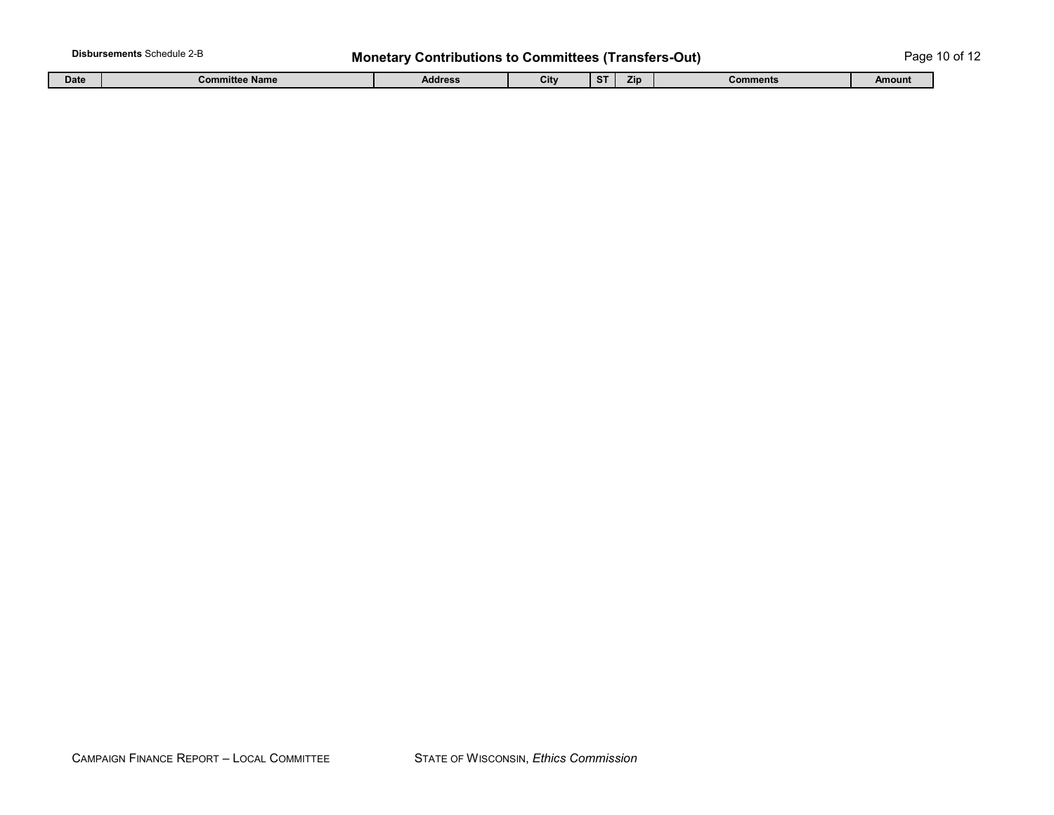**Disbursements** Schedule 2-B

# Monetary Contributions to Committees (Transfers-Out)

| Date | Committee Name | Address | City | ST | Zip | Comments | Amount |
|---|---|---|---|---|---|---|---|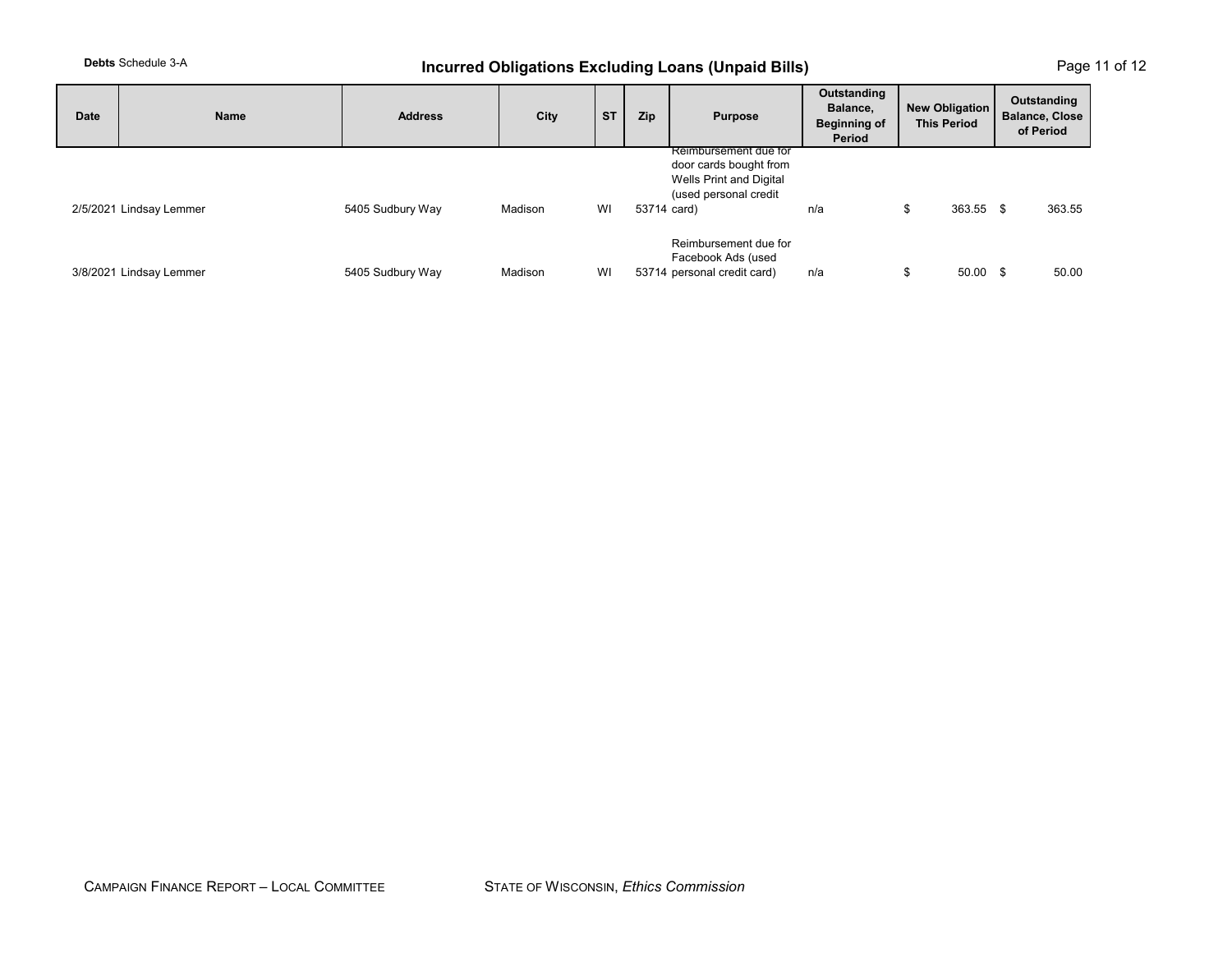**Debts** Schedule 3-A

# Incurred Obligations Excluding Loans (Unpaid Bills)

| Date | Name | Address | City | ST | Zip | Purpose | Outstanding Balance, Beginning of Period | New Obligation This Period | Outstanding Balance, Close of Period |
|---|---|---|---|---|---|---|---|---|---|
| 2/5/2021 | Lindsay Lemmer | 5405 Sudbury Way | Madison | WI | 53714 | Reimbursement due for door cards bought from Wells Print and Digital (used personal credit card) | n/a | $ 363.55 | $ 363.55 |
| 3/8/2021 | Lindsay Lemmer | 5405 Sudbury Way | Madison | WI | 53714 | Reimbursement due for Facebook Ads (used personal credit card) | n/a | $ 50.00 | $ 50.00 |

CAMPAIGN FINANCE REPORT – LOCAL COMMITTEE　　　STATE OF WISCONSIN, *Ethics Commission*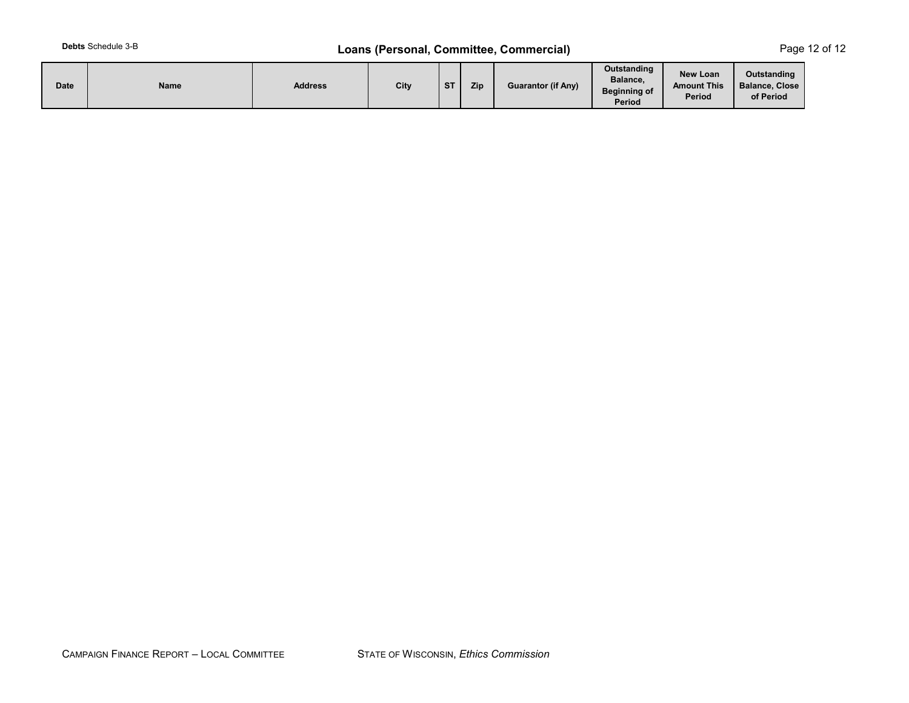**Debts** Schedule 3-B

## Loans (Personal, Committee, Commercial)

| Date | Name | Address | City | ST | Zip | Guarantor (if Any) | Outstanding Balance, Beginning of Period | New Loan Amount This Period | Outstanding Balance, Close of Period |
|---|---|---|---|---|---|---|---|---|---|